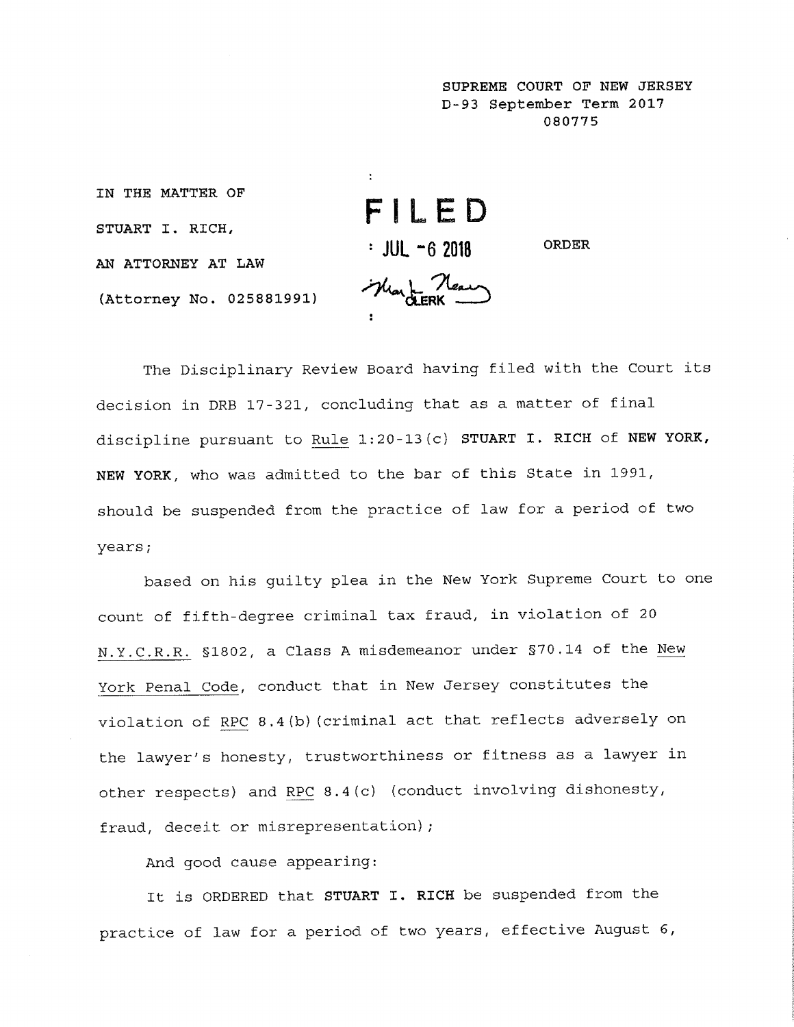SUPREME COURT OF NEW JERSEY
D-93 September Term 2017
080775

IN THE MATTER OF

STUART I. RICH,

AN ATTORNEY AT LAW

(Attorney No. 025881991)

FILED
JUL -6 2018
CLERK

ORDER

The Disciplinary Review Board having filed with the Court its decision in DRB 17-321, concluding that as a matter of final discipline pursuant to Rule 1:20-13(c) **STUART I. RICH** of **NEW YORK, NEW YORK**, who was admitted to the bar of this State in 1991, should be suspended from the practice of law for a period of two years;

based on his guilty plea in the New York Supreme Court to one count of fifth-degree criminal tax fraud, in violation of 20 N.Y.C.R.R. §1802, a Class A misdemeanor under §70.14 of the New York Penal Code, conduct that in New Jersey constitutes the violation of RPC 8.4(b)(criminal act that reflects adversely on the lawyer's honesty, trustworthiness or fitness as a lawyer in other respects) and RPC 8.4(c) (conduct involving dishonesty, fraud, deceit or misrepresentation);

And good cause appearing:

It is ORDERED that **STUART I. RICH** be suspended from the practice of law for a period of two years, effective August 6,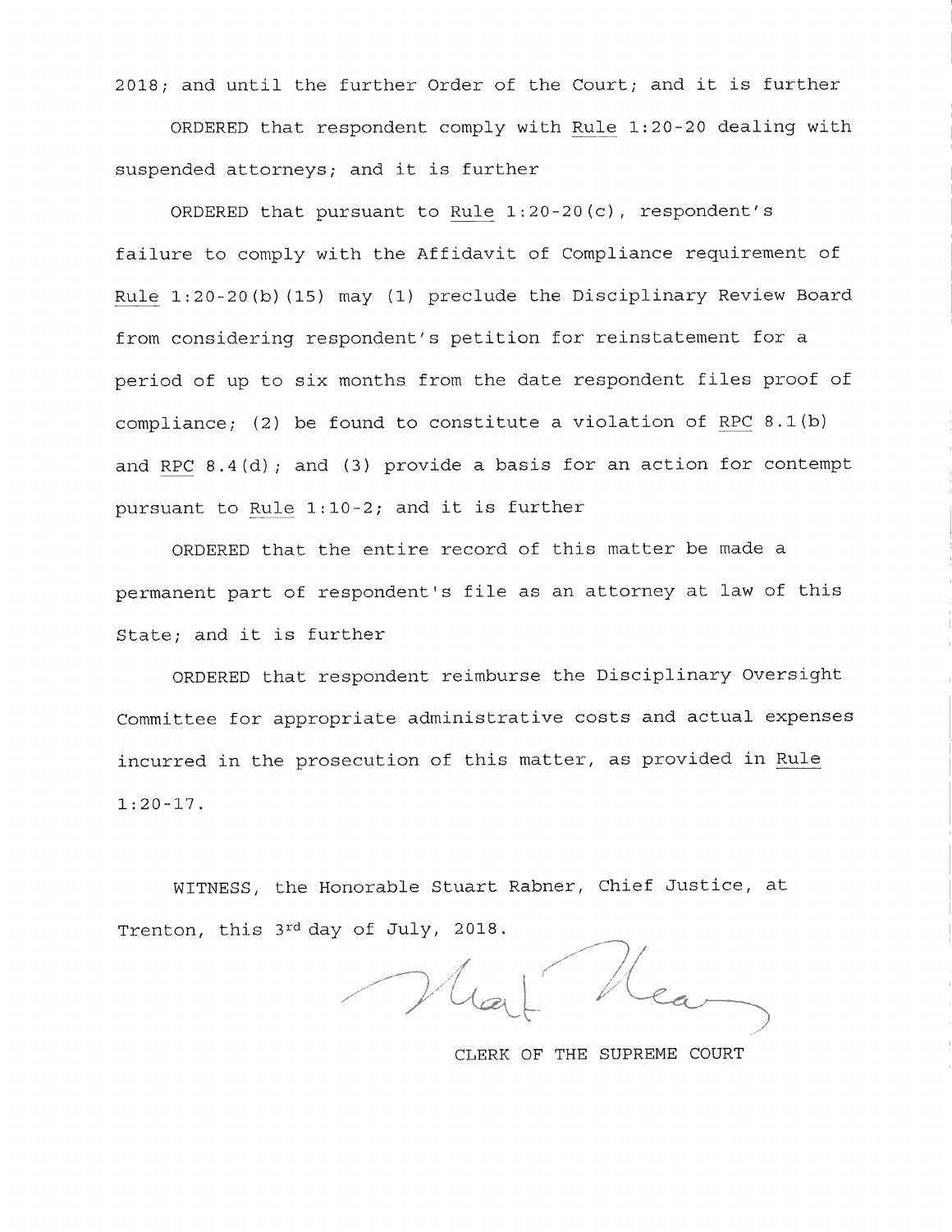2018; and until the further Order of the Court; and it is further

ORDERED that respondent comply with Rule 1:20-20 dealing with suspended attorneys; and it is further

ORDERED that pursuant to Rule 1:20-20(c), respondent's failure to comply with the Affidavit of Compliance requirement of Rule 1:20-20(b)(15) may (1) preclude the Disciplinary Review Board from considering respondent's petition for reinstatement for a period of up to six months from the date respondent files proof of compliance; (2) be found to constitute a violation of RPC 8.1(b) and RPC 8.4(d); and (3) provide a basis for an action for contempt pursuant to Rule 1:10-2; and it is further

ORDERED that the entire record of this matter be made a permanent part of respondent's file as an attorney at law of this State; and it is further

ORDERED that respondent reimburse the Disciplinary Oversight Committee for appropriate administrative costs and actual expenses incurred in the prosecution of this matter, as provided in Rule 1:20-17.

WITNESS, the Honorable Stuart Rabner, Chief Justice, at Trenton, this 3rd day of July, 2018.

CLERK OF THE SUPREME COURT